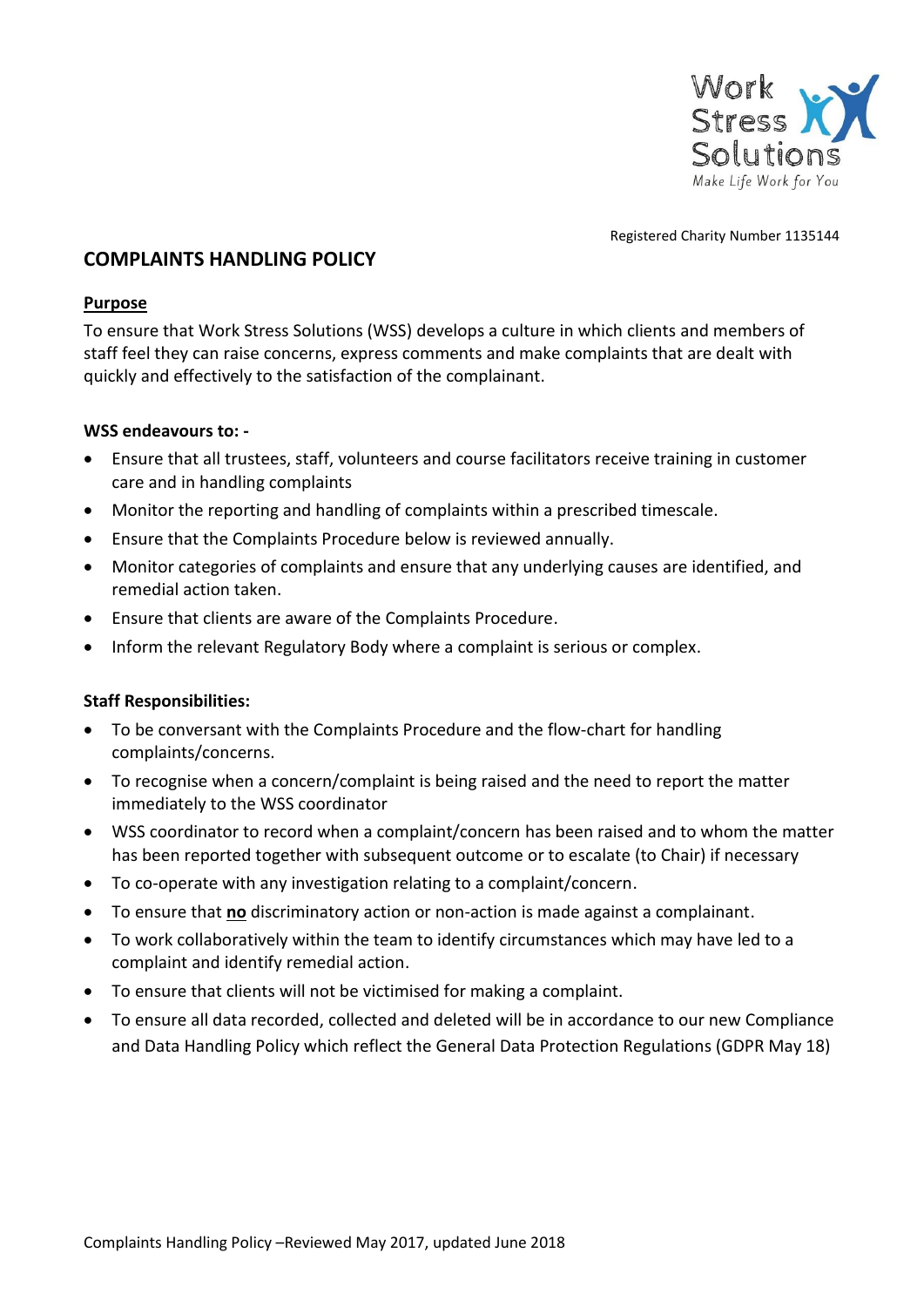Registered Charity Number 1135144

# COMPLAINTS HANDLING POLICY

## Purpose

To ensure that Work Stress Solutions (WSS) develops a culture in which clients and members of staff feel they can raise concerns, express comments and make complaints that are dealt with quickly and effectively to the satisfaction of the complainant.

**WSS endeavours to: -**

- Ensure that all trustees, staff, volunteers and course facilitators receive training in customer care and in handling complaints
- Monitor the reporting and handling of complaints within a prescribed timescale.
- Ensure that the Complaints Procedure below is reviewed annually.
- Monitor categories of complaints and ensure that any underlying causes are identified, and remedial action taken.
- Ensure that clients are aware of the Complaints Procedure.
- Inform the relevant Regulatory Body where a complaint is serious or complex.

**Staff Responsibilities:**

- To be conversant with the Complaints Procedure and the flow-chart for handling complaints/concerns.
- To recognise when a concern/complaint is being raised and the need to report the matter immediately to the WSS coordinator
- WSS coordinator to record when a complaint/concern has been raised and to whom the matter has been reported together with subsequent outcome or to escalate (to Chair) if necessary
- To co-operate with any investigation relating to a complaint/concern.
- To ensure that **no** discriminatory action or non-action is made against a complainant.
- To work collaboratively within the team to identify circumstances which may have led to a complaint and identify remedial action.
- To ensure that clients will not be victimised for making a complaint.
- To ensure all data recorded, collected and deleted will be in accordance to our new Compliance and Data Handling Policy which reflect the General Data Protection Regulations (GDPR May 18)

Complaints Handling Policy –Reviewed May 2017, updated June 2018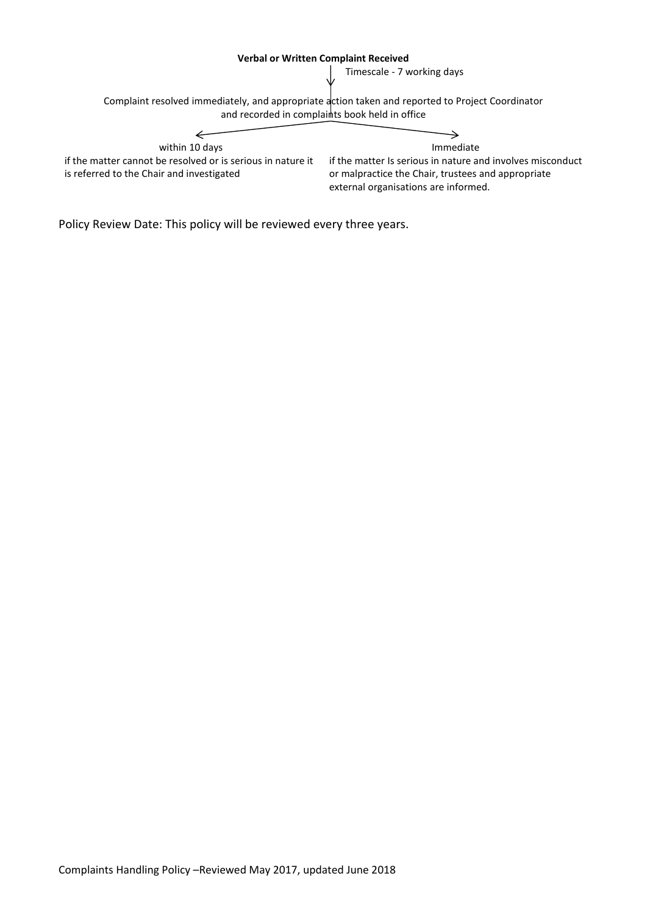**Verbal or Written Complaint Received**

Timescale - 7 working days

Complaint resolved immediately, and appropriate action taken and reported to Project Coordinator and recorded in complaints book held in office

within 10 days

if the matter cannot be resolved or is serious in nature it is referred to the Chair and investigated

Immediate

if the matter Is serious in nature and involves misconduct or malpractice the Chair, trustees and appropriate external organisations are informed.

Policy Review Date: This policy will be reviewed every three years.